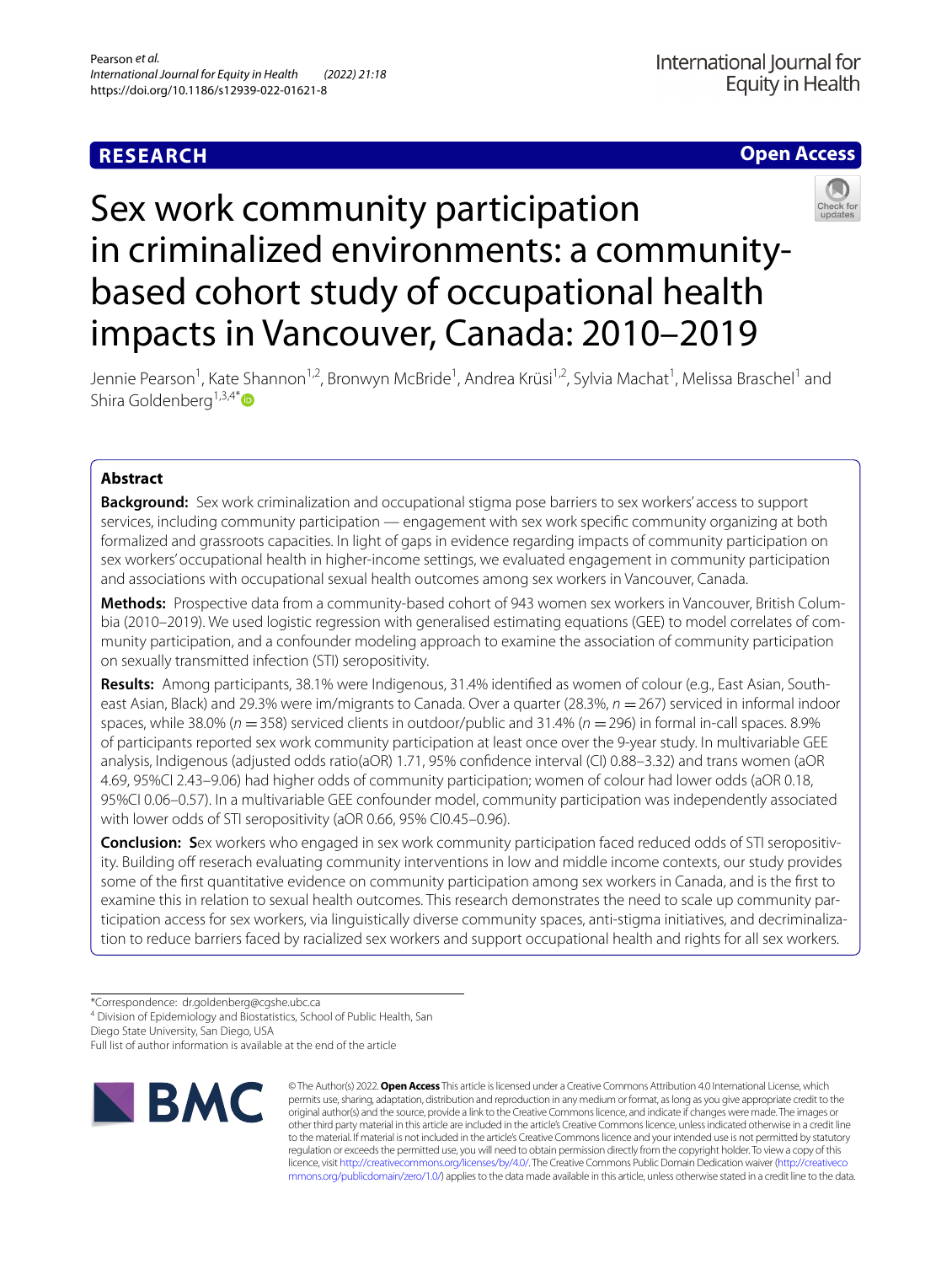RESEARCH

Open Access

# Sex work community participation in criminalized environments: a community-based cohort study of occupational health impacts in Vancouver, Canada: 2010–2019

Jennie Pearson[1], Kate Shannon[1,2], Bronwyn McBride[1], Andrea Krüsi[1,2], Sylvia Machat[1], Melissa Braschel[1] and Shira Goldenberg[1,3,4*]

## Abstract

**Background:** Sex work criminalization and occupational stigma pose barriers to sex workers' access to support services, including community participation — engagement with sex work specific community organizing at both formalized and grassroots capacities. In light of gaps in evidence regarding impacts of community participation on sex workers' occupational health in higher-income settings, we evaluated engagement in community participation and associations with occupational sexual health outcomes among sex workers in Vancouver, Canada.

**Methods:** Prospective data from a community-based cohort of 943 women sex workers in Vancouver, British Columbia (2010–2019). We used logistic regression with generalised estimating equations (GEE) to model correlates of community participation, and a confounder modeling approach to examine the association of community participation on sexually transmitted infection (STI) seropositivity.

**Results:** Among participants, 38.1% were Indigenous, 31.4% identified as women of colour (e.g., East Asian, Southeast Asian, Black) and 29.3% were im/migrants to Canada. Over a quarter (28.3%, $n=267$) serviced in informal indoor spaces, while 38.0% ($n=358$) serviced clients in outdoor/public and 31.4% ($n=296$) in formal in-call spaces. 8.9% of participants reported sex work community participation at least once over the 9-year study. In multivariable GEE analysis, Indigenous (adjusted odds ratio(aOR) 1.71, 95% confidence interval (CI) 0.88–3.32) and trans women (aOR 4.69, 95%CI 2.43–9.06) had higher odds of community participation; women of colour had lower odds (aOR 0.18, 95%CI 0.06–0.57). In a multivariable GEE confounder model, community participation was independently associated with lower odds of STI seropositivity (aOR 0.66, 95% CI0.45–0.96).

**Conclusion:** Sex workers who engaged in sex work community participation faced reduced odds of STI seropositivity. Building off reserach evaluating community interventions in low and middle income contexts, our study provides some of the first quantitative evidence on community participation among sex workers in Canada, and is the first to examine this in relation to sexual health outcomes. This research demonstrates the need to scale up community participation access for sex workers, via linguistically diverse community spaces, anti-stigma initiatives, and decriminalization to reduce barriers faced by racialized sex workers and support occupational health and rights for all sex workers.

*Correspondence: dr.goldenberg@cgshe.ubc.ca

[4] Division of Epidemiology and Biostatistics, School of Public Health, San Diego State University, San Diego, USA

Full list of author information is available at the end of the article

© The Author(s) 2022. **Open Access** This article is licensed under a Creative Commons Attribution 4.0 International License, which permits use, sharing, adaptation, distribution and reproduction in any medium or format, as long as you give appropriate credit to the original author(s) and the source, provide a link to the Creative Commons licence, and indicate if changes were made. The images or other third party material in this article are included in the article's Creative Commons licence, unless indicated otherwise in a credit line to the material. If material is not included in the article's Creative Commons licence and your intended use is not permitted by statutory regulation or exceeds the permitted use, you will need to obtain permission directly from the copyright holder. To view a copy of this licence, visit http://creativecommons.org/licenses/by/4.0/. The Creative Commons Public Domain Dedication waiver (http://creativecommons.org/publicdomain/zero/1.0/) applies to the data made available in this article, unless otherwise stated in a credit line to the data.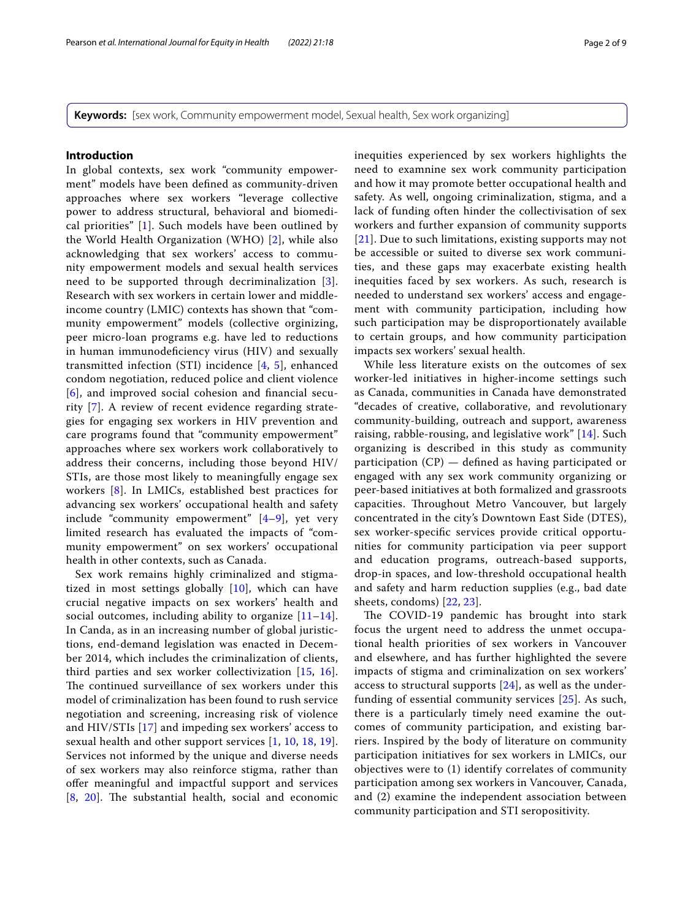**Keywords:** [sex work, Community empowerment model, Sexual health, Sex work organizing]

## Introduction

In global contexts, sex work "community empowerment" models have been defined as community-driven approaches where sex workers "leverage collective power to address structural, behavioral and biomedical priorities" [1]. Such models have been outlined by the World Health Organization (WHO) [2], while also acknowledging that sex workers' access to community empowerment models and sexual health services need to be supported through decriminalization [3]. Research with sex workers in certain lower and middle-income country (LMIC) contexts has shown that "community empowerment" models (collective orginizing, peer micro-loan programs e.g. have led to reductions in human immunodeficiency virus (HIV) and sexually transmitted infection (STI) incidence [4, 5], enhanced condom negotiation, reduced police and client violence [6], and improved social cohesion and financial security [7]. A review of recent evidence regarding strategies for engaging sex workers in HIV prevention and care programs found that "community empowerment" approaches where sex workers work collaboratively to address their concerns, including those beyond HIV/STIs, are those most likely to meaningfully engage sex workers [8]. In LMICs, established best practices for advancing sex workers' occupational health and safety include "community empowerment" [4–9], yet very limited research has evaluated the impacts of "community empowerment" on sex workers' occupational health in other contexts, such as Canada.

Sex work remains highly criminalized and stigmatized in most settings globally [10], which can have crucial negative impacts on sex workers' health and social outcomes, including ability to organize [11–14]. In Canda, as in an increasing number of global juristictions, end-demand legislation was enacted in December 2014, which includes the criminalization of clients, third parties and sex worker collectivization [15, 16]. The continued surveillance of sex workers under this model of criminalization has been found to rush service negotiation and screening, increasing risk of violence and HIV/STIs [17] and impeding sex workers' access to sexual health and other support services [1, 10, 18, 19]. Services not informed by the unique and diverse needs of sex workers may also reinforce stigma, rather than offer meaningful and impactful support and services [8, 20]. The substantial health, social and economic inequities experienced by sex workers highlights the need to examnine sex work community participation and how it may promote better occupational health and safety. As well, ongoing criminalization, stigma, and a lack of funding often hinder the collectivisation of sex workers and further expansion of community supports [21]. Due to such limitations, existing supports may not be accessible or suited to diverse sex work communities, and these gaps may exacerbate existing health inequities faced by sex workers. As such, research is needed to understand sex workers' access and engagement with community participation, including how such participation may be disproportionately available to certain groups, and how community participation impacts sex workers' sexual health.

While less literature exists on the outcomes of sex worker-led initiatives in higher-income settings such as Canada, communities in Canada have demonstrated "decades of creative, collaborative, and revolutionary community-building, outreach and support, awareness raising, rabble-rousing, and legislative work" [14]. Such organizing is described in this study as community participation (CP) — defined as having participated or engaged with any sex work community organizing or peer-based initiatives at both formalized and grassroots capacities. Throughout Metro Vancouver, but largely concentrated in the city's Downtown East Side (DTES), sex worker-specific services provide critical opportunities for community participation via peer support and education programs, outreach-based supports, drop-in spaces, and low-threshold occupational health and safety and harm reduction supplies (e.g., bad date sheets, condoms) [22, 23].

The COVID-19 pandemic has brought into stark focus the urgent need to address the unmet occupational health priorities of sex workers in Vancouver and elsewhere, and has further highlighted the severe impacts of stigma and criminalization on sex workers' access to structural supports [24], as well as the underfunding of essential community services [25]. As such, there is a particularly timely need examine the outcomes of community participation, and existing barriers. Inspired by the body of literature on community participation initiatives for sex workers in LMICs, our objectives were to (1) identify correlates of community participation among sex workers in Vancouver, Canada, and (2) examine the independent association between community participation and STI seropositivity.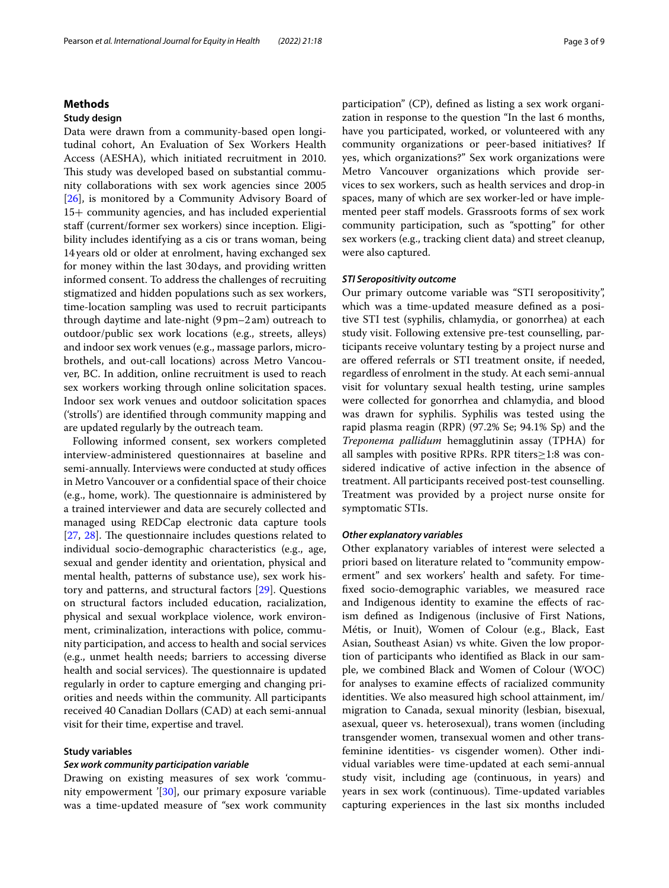## Methods

### Study design

Data were drawn from a community-based open longitudinal cohort, An Evaluation of Sex Workers Health Access (AESHA), which initiated recruitment in 2010. This study was developed based on substantial community collaborations with sex work agencies since 2005 [26], is monitored by a Community Advisory Board of 15+ community agencies, and has included experiential staff (current/former sex workers) since inception. Eligibility includes identifying as a cis or trans woman, being 14 years old or older at enrolment, having exchanged sex for money within the last 30 days, and providing written informed consent. To address the challenges of recruiting stigmatized and hidden populations such as sex workers, time-location sampling was used to recruit participants through daytime and late-night (9 pm–2 am) outreach to outdoor/public sex work locations (e.g., streets, alleys) and indoor sex work venues (e.g., massage parlors, micro-brothels, and out-call locations) across Metro Vancouver, BC. In addition, online recruitment is used to reach sex workers working through online solicitation spaces. Indoor sex work venues and outdoor solicitation spaces ('strolls') are identified through community mapping and are updated regularly by the outreach team.

Following informed consent, sex workers completed interview-administered questionnaires at baseline and semi-annually. Interviews were conducted at study offices in Metro Vancouver or a confidential space of their choice (e.g., home, work). The questionnaire is administered by a trained interviewer and data are securely collected and managed using REDCap electronic data capture tools [27, 28]. The questionnaire includes questions related to individual socio-demographic characteristics (e.g., age, sexual and gender identity and orientation, physical and mental health, patterns of substance use), sex work history and patterns, and structural factors [29]. Questions on structural factors included education, racialization, physical and sexual workplace violence, work environment, criminalization, interactions with police, community participation, and access to health and social services (e.g., unmet health needs; barriers to accessing diverse health and social services). The questionnaire is updated regularly in order to capture emerging and changing priorities and needs within the community. All participants received 40 Canadian Dollars (CAD) at each semi-annual visit for their time, expertise and travel.

### Study variables

#### *Sex work community participation variable*

Drawing on existing measures of sex work 'community empowerment '[30], our primary exposure variable was a time-updated measure of "sex work community participation" (CP), defined as listing a sex work organization in response to the question "In the last 6 months, have you participated, worked, or volunteered with any community organizations or peer-based initiatives? If yes, which organizations?" Sex work organizations were Metro Vancouver organizations which provide services to sex workers, such as health services and drop-in spaces, many of which are sex worker-led or have implemented peer staff models. Grassroots forms of sex work community participation, such as "spotting" for other sex workers (e.g., tracking client data) and street cleanup, were also captured.

#### *STI Seropositivity outcome*

Our primary outcome variable was "STI seropositivity", which was a time-updated measure defined as a positive STI test (syphilis, chlamydia, or gonorrhea) at each study visit. Following extensive pre-test counselling, participants receive voluntary testing by a project nurse and are offered referrals or STI treatment onsite, if needed, regardless of enrolment in the study. At each semi-annual visit for voluntary sexual health testing, urine samples were collected for gonorrhea and chlamydia, and blood was drawn for syphilis. Syphilis was tested using the rapid plasma reagin (RPR) (97.2% Se; 94.1% Sp) and the *Treponema pallidum* hemagglutinin assay (TPHA) for all samples with positive RPRs. RPR titers ≥1:8 was considered indicative of active infection in the absence of treatment. All participants received post-test counselling. Treatment was provided by a project nurse onsite for symptomatic STIs.

#### *Other explanatory variables*

Other explanatory variables of interest were selected a priori based on literature related to "community empowerment" and sex workers' health and safety. For time-fixed socio-demographic variables, we measured race and Indigenous identity to examine the effects of racism defined as Indigenous (inclusive of First Nations, Métis, or Inuit), Women of Colour (e.g., Black, East Asian, Southeast Asian) vs white. Given the low proportion of participants who identified as Black in our sample, we combined Black and Women of Colour (WOC) for analyses to examine effects of racialized community identities. We also measured high school attainment, im/migration to Canada, sexual minority (lesbian, bisexual, asexual, queer vs. heterosexual), trans women (including transgender women, transexual women and other trans-feminine identities- vs cisgender women). Other individual variables were time-updated at each semi-annual study visit, including age (continuous, in years) and years in sex work (continuous). Time-updated variables capturing experiences in the last six months included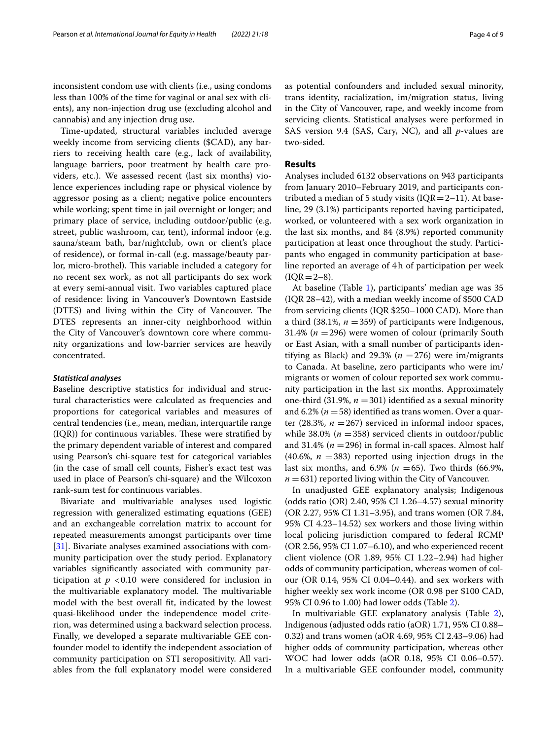inconsistent condom use with clients (i.e., using condoms less than 100% of the time for vaginal or anal sex with clients), any non-injection drug use (excluding alcohol and cannabis) and any injection drug use.

Time-updated, structural variables included average weekly income from servicing clients ($CAD), any barriers to receiving health care (e.g., lack of availability, language barriers, poor treatment by health care providers, etc.). We assessed recent (last six months) violence experiences including rape or physical violence by aggressor posing as a client; negative police encounters while working; spent time in jail overnight or longer; and primary place of service, including outdoor/public (e.g. street, public washroom, car, tent), informal indoor (e.g. sauna/steam bath, bar/nightclub, own or client's place of residence), or formal in-call (e.g. massage/beauty parlor, micro-brothel). This variable included a category for no recent sex work, as not all participants do sex work at every semi-annual visit. Two variables captured place of residence: living in Vancouver's Downtown Eastside (DTES) and living within the City of Vancouver. The DTES represents an inner-city neighborhood within the City of Vancouver's downtown core where community organizations and low-barrier services are heavily concentrated.

### *Statistical analyses*

Baseline descriptive statistics for individual and structural characteristics were calculated as frequencies and proportions for categorical variables and measures of central tendencies (i.e., mean, median, interquartile range (IQR)) for continuous variables. These were stratified by the primary dependent variable of interest and compared using Pearson's chi-square test for categorical variables (in the case of small cell counts, Fisher's exact test was used in place of Pearson's chi-square) and the Wilcoxon rank-sum test for continuous variables.

Bivariate and multivariable analyses used logistic regression with generalized estimating equations (GEE) and an exchangeable correlation matrix to account for repeated measurements amongst participants over time [31]. Bivariate analyses examined associations with community participation over the study period. Explanatory variables significantly associated with community participation at $p < 0.10$ were considered for inclusion in the multivariable explanatory model. The multivariable model with the best overall fit, indicated by the lowest quasi-likelihood under the independence model criterion, was determined using a backward selection process. Finally, we developed a separate multivariable GEE confounder model to identify the independent association of community participation on STI seropositivity. All variables from the full explanatory model were considered as potential confounders and included sexual minority, trans identity, racialization, im/migration status, living in the City of Vancouver, rape, and weekly income from servicing clients. Statistical analyses were performed in SAS version 9.4 (SAS, Cary, NC), and all *p*-values are two-sided.

## Results

Analyses included 6132 observations on 943 participants from January 2010–February 2019, and participants contributed a median of 5 study visits (IQR = 2–11). At baseline, 29 (3.1%) participants reported having participated, worked, or volunteered with a sex work organization in the last six months, and 84 (8.9%) reported community participation at least once throughout the study. Participants who engaged in community participation at baseline reported an average of 4 h of participation per week (IQR = 2–8).

At baseline (Table 1), participants' median age was 35 (IQR 28–42), with a median weekly income of $500 CAD from servicing clients (IQR $250–1000 CAD). More than a third (38.1%, $n = 359$) of participants were Indigenous, 31.4% ($n = 296$) were women of colour (primarily South or East Asian, with a small number of participants identifying as Black) and 29.3% ($n = 276$) were im/migrants to Canada. At baseline, zero participants who were im/migrants or women of colour reported sex work community participation in the last six months. Approximately one-third (31.9%, $n = 301$) identified as a sexual minority and 6.2% ($n = 58$) identified as trans women. Over a quarter (28.3%, $n = 267$) serviced in informal indoor spaces, while 38.0% ($n = 358$) serviced clients in outdoor/public and 31.4% ($n = 296$) in formal in-call spaces. Almost half (40.6%, $n = 383$) reported using injection drugs in the last six months, and 6.9% ($n = 65$). Two thirds (66.9%, $n = 631$) reported living within the City of Vancouver.

In unadjusted GEE explanatory analysis; Indigenous (odds ratio (OR) 2.40, 95% CI 1.26–4.57) sexual minority (OR 2.27, 95% CI 1.31–3.95), and trans women (OR 7.84, 95% CI 4.23–14.52) sex workers and those living within local policing jurisdiction compared to federal RCMP (OR 2.56, 95% CI 1.07–6.10), and who experienced recent client violence (OR 1.89, 95% CI 1.22–2.94) had higher odds of community participation, whereas women of colour (OR 0.14, 95% CI 0.04–0.44). and sex workers with higher weekly sex work income (OR 0.98 per $100 CAD, 95% CI 0.96 to 1.00) had lower odds (Table 2).

In multivariable GEE explanatory analysis (Table 2), Indigenous (adjusted odds ratio (aOR) 1.71, 95% CI 0.88–0.32) and trans women (aOR 4.69, 95% CI 2.43–9.06) had higher odds of community participation, whereas other WOC had lower odds (aOR 0.18, 95% CI 0.06–0.57). In a multivariable GEE confounder model, community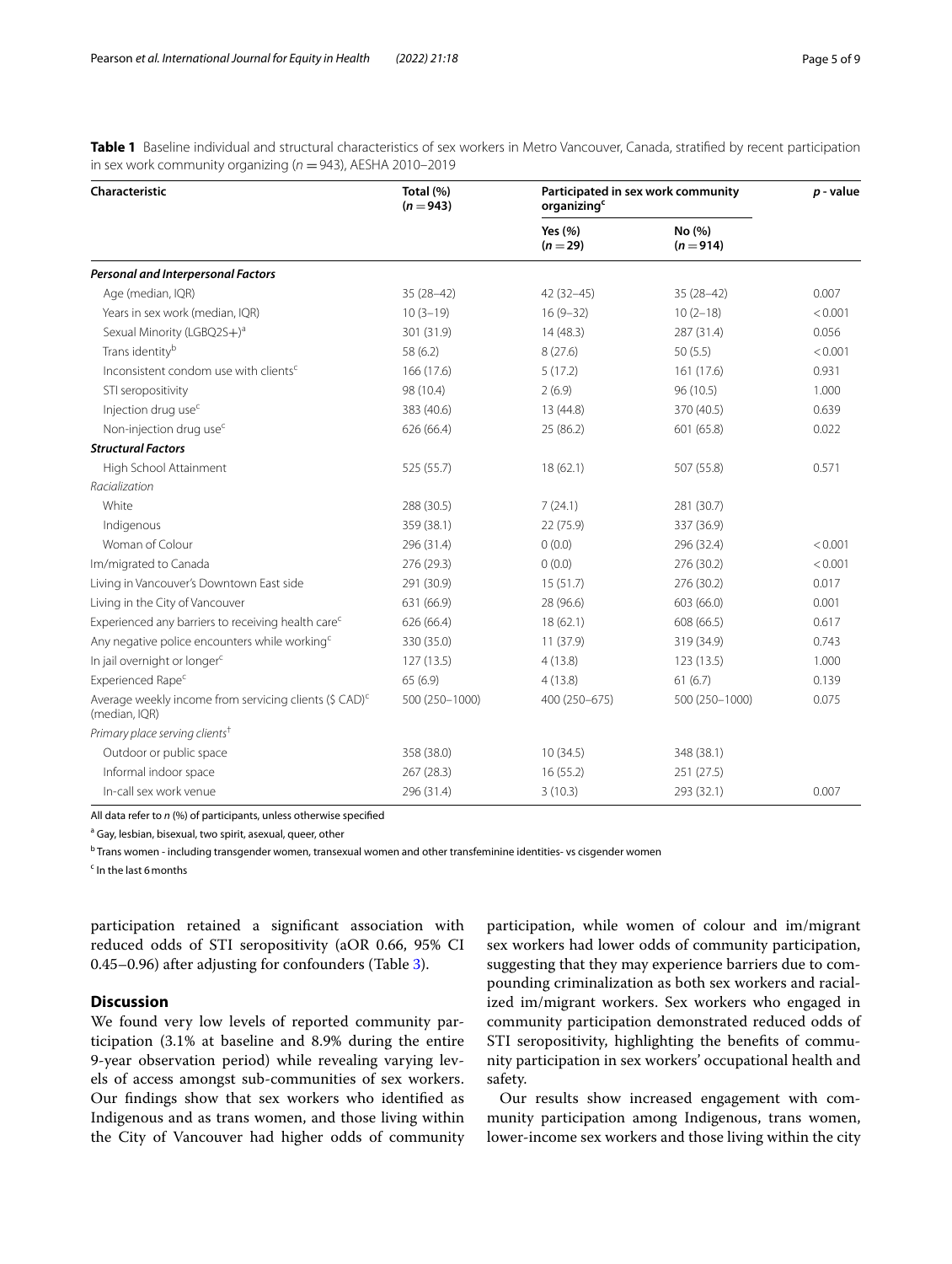**Table 1** Baseline individual and structural characteristics of sex workers in Metro Vancouver, Canada, stratified by recent participation in sex work community organizing ($n = 943$), AESHA 2010–2019

| Characteristic | Total (%) ($n = 943$) | Participated in sex work community organizing[c] | | *p* - value |
|---|---|---|---|---|
| | | Yes (%) ($n = 29$) | No (%) ($n = 914$) | |
| ***Personal and Interpersonal Factors*** | | | | |
| Age (median, IQR) | 35 (28–42) | 42 (32–45) | 35 (28–42) | 0.007 |
| Years in sex work (median, IQR) | 10 (3–19) | 16 (9–32) | 10 (2–18) | < 0.001 |
| Sexual Minority (LGBQ2S+)[a] | 301 (31.9) | 14 (48.3) | 287 (31.4) | 0.056 |
| Trans identity[b] | 58 (6.2) | 8 (27.6) | 50 (5.5) | < 0.001 |
| Inconsistent condom use with clients[c] | 166 (17.6) | 5 (17.2) | 161 (17.6) | 0.931 |
| STI seropositivity | 98 (10.4) | 2 (6.9) | 96 (10.5) | 1.000 |
| Injection drug use[c] | 383 (40.6) | 13 (44.8) | 370 (40.5) | 0.639 |
| Non-injection drug use[c] | 626 (66.4) | 25 (86.2) | 601 (65.8) | 0.022 |
| ***Structural Factors*** | | | | |
| High School Attainment | 525 (55.7) | 18 (62.1) | 507 (55.8) | 0.571 |
| *Racialization* | | | | |
| White | 288 (30.5) | 7 (24.1) | 281 (30.7) | |
| Indigenous | 359 (38.1) | 22 (75.9) | 337 (36.9) | |
| Woman of Colour | 296 (31.4) | 0 (0.0) | 296 (32.4) | < 0.001 |
| Im/migrated to Canada | 276 (29.3) | 0 (0.0) | 276 (30.2) | < 0.001 |
| Living in Vancouver's Downtown East side | 291 (30.9) | 15 (51.7) | 276 (30.2) | 0.017 |
| Living in the City of Vancouver | 631 (66.9) | 28 (96.6) | 603 (66.0) | 0.001 |
| Experienced any barriers to receiving health care[c] | 626 (66.4) | 18 (62.1) | 608 (66.5) | 0.617 |
| Any negative police encounters while working[c] | 330 (35.0) | 11 (37.9) | 319 (34.9) | 0.743 |
| In jail overnight or longer[c] | 127 (13.5) | 4 (13.8) | 123 (13.5) | 1.000 |
| Experienced Rape[c] | 65 (6.9) | 4 (13.8) | 61 (6.7) | 0.139 |
| Average weekly income from servicing clients ($ CAD)[c] (median, IQR) | 500 (250–1000) | 400 (250–675) | 500 (250–1000) | 0.075 |
| *Primary place serving clients*[†] | | | | |
| Outdoor or public space | 358 (38.0) | 10 (34.5) | 348 (38.1) | |
| Informal indoor space | 267 (28.3) | 16 (55.2) | 251 (27.5) | |
| In-call sex work venue | 296 (31.4) | 3 (10.3) | 293 (32.1) | 0.007 |

All data refer to *n* (%) of participants, unless otherwise specified

[a] Gay, lesbian, bisexual, two spirit, asexual, queer, other

[b] Trans women - including transgender women, transexual women and other transfeminine identities- vs cisgender women

[c] In the last 6 months

participation retained a significant association with reduced odds of STI seropositivity (aOR 0.66, 95% CI 0.45–0.96) after adjusting for confounders (Table 3).

## Discussion

We found very low levels of reported community participation (3.1% at baseline and 8.9% during the entire 9-year observation period) while revealing varying levels of access amongst sub-communities of sex workers. Our findings show that sex workers who identified as Indigenous and as trans women, and those living within the City of Vancouver had higher odds of community participation, while women of colour and im/migrant sex workers had lower odds of community participation, suggesting that they may experience barriers due to compounding criminalization as both sex workers and racialized im/migrant workers. Sex workers who engaged in community participation demonstrated reduced odds of STI seropositivity, highlighting the benefits of community participation in sex workers' occupational health and safety.

Our results show increased engagement with community participation among Indigenous, trans women, lower-income sex workers and those living within the city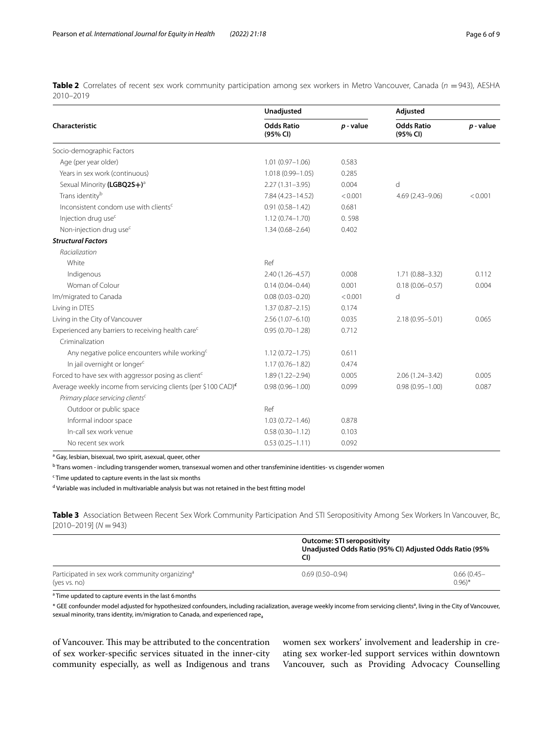**Table 2** Correlates of recent sex work community participation among sex workers in Metro Vancouver, Canada ($n$ = 943), AESHA 2010–2019

| Characteristic | Unadjusted | | Adjusted | |
|---|---|---|---|---|
| | Odds Ratio (95% CI) | *p* - value | Odds Ratio (95% CI) | *p* - value |
| Socio-demographic Factors | | | | |
| Age (per year older) | 1.01 (0.97–1.06) | 0.583 | | |
| Years in sex work (continuous) | 1.018 (0.99–1.05) | 0.285 | | |
| Sexual Minority **(LGBQ2S+)**[a] | 2.27 (1.31–3.95) | 0.004 | d | |
| Trans identity[b] | 7.84 (4.23–14.52) | < 0.001 | 4.69 (2.43–9.06) | < 0.001 |
| Inconsistent condom use with clients[c] | 0.91 (0.58–1.42) | 0.681 | | |
| Injection drug use[c] | 1.12 (0.74–1.70) | 0. 598 | | |
| Non-injection drug use[c] | 1.34 (0.68–2.64) | 0.402 | | |
| ***Structural Factors*** | | | | |
| *Racialization* | | | | |
| White | Ref | | | |
| Indigenous | 2.40 (1.26–4.57) | 0.008 | 1.71 (0.88–3.32) | 0.112 |
| Woman of Colour | 0.14 (0.04–0.44) | 0.001 | 0.18 (0.06–0.57) | 0.004 |
| Im/migrated to Canada | 0.08 (0.03–0.20) | < 0.001 | d | |
| Living in DTES | 1.37 (0.87–2.15) | 0.174 | | |
| Living in the City of Vancouver | 2.56 (1.07–6.10) | 0.035 | 2.18 (0.95–5.01) | 0.065 |
| Experienced any barriers to receiving health care[c] | 0.95 (0.70–1.28) | 0.712 | | |
| Criminalization | | | | |
| Any negative police encounters while working[c] | 1.12 (0.72–1.75) | 0.611 | | |
| In jail overnight or longer[c] | 1.17 (0.76–1.82) | 0.474 | | |
| Forced to have sex with aggressor posing as client[c] | 1.89 (1.22–2.94) | 0.005 | 2.06 (1.24–3.42) | 0.005 |
| Average weekly income from servicing clients (per $100 CAD)[c] | 0.98 (0.96–1.00) | 0.099 | 0.98 (0.95–1.00) | 0.087 |
| *Primary place servicing clients*[c] | | | | |
| Outdoor or public space | Ref | | | |
| Informal indoor space | 1.03 (0.72–1.46) | 0.878 | | |
| In-call sex work venue | 0.58 (0.30–1.12) | 0.103 | | |
| No recent sex work | 0.53 (0.25–1.11) | 0.092 | | |

[a] Gay, lesbian, bisexual, two spirit, asexual, queer, other

[b] Trans women - including transgender women, transexual women and other transfeminine identities- vs cisgender women

[c] Time updated to capture events in the last six months

[d] Variable was included in multivariable analysis but was not retained in the best fitting model

**Table 3** Association Between Recent Sex Work Community Participation And STI Seropositivity Among Sex Workers In Vancouver, Bc, [2010–2019] ($N$ = 943)

| | Outcome: STI seropositivity Unadjusted Odds Ratio (95% CI) | Adjusted Odds Ratio (95% CI) |
|---|---|---|
| Participated in sex work community organizing[a] (yes vs. no) | 0.69 (0.50–0.94) | 0.66 (0.45–0.96)* |

[a] Time updated to capture events in the last 6 months

* GEE confounder model adjusted for hypothesized confounders, including racialization, average weekly income from servicing clients[a], living in the City of Vancouver, sexual minority, trans identity, im/migration to Canada, and experienced rape[a]

of Vancouver. This may be attributed to the concentration of sex worker-specific services situated in the inner-city community especially, as well as Indigenous and trans women sex workers' involvement and leadership in creating sex worker-led support services within downtown Vancouver, such as Providing Advocacy Counselling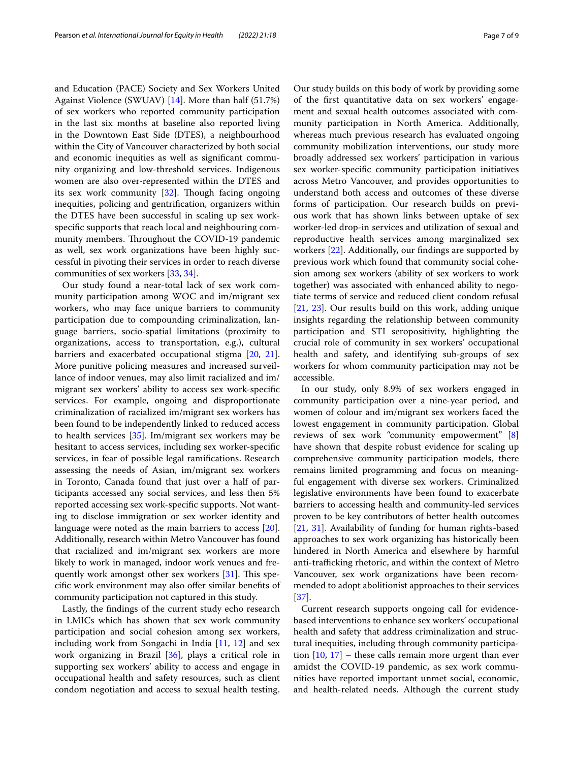and Education (PACE) Society and Sex Workers United Against Violence (SWUAV) [14]. More than half (51.7%) of sex workers who reported community participation in the last six months at baseline also reported living in the Downtown East Side (DTES), a neighbourhood within the City of Vancouver characterized by both social and economic inequities as well as significant community organizing and low-threshold services. Indigenous women are also over-represented within the DTES and its sex work community [32]. Though facing ongoing inequities, policing and gentrification, organizers within the DTES have been successful in scaling up sex work-specific supports that reach local and neighbouring community members. Throughout the COVID-19 pandemic as well, sex work organizations have been highly successful in pivoting their services in order to reach diverse communities of sex workers [33, 34].

Our study found a near-total lack of sex work community participation among WOC and im/migrant sex workers, who may face unique barriers to community participation due to compounding criminalization, language barriers, socio-spatial limitations (proximity to organizations, access to transportation, e.g.), cultural barriers and exacerbated occupational stigma [20, 21]. More punitive policing measures and increased surveillance of indoor venues, may also limit racialized and im/migrant sex workers' ability to access sex work-specific services. For example, ongoing and disproportionate criminalization of racialized im/migrant sex workers has been found to be independently linked to reduced access to health services [35]. Im/migrant sex workers may be hesitant to access services, including sex worker-specific services, in fear of possible legal ramifications. Research assessing the needs of Asian, im/migrant sex workers in Toronto, Canada found that just over a half of participants accessed any social services, and less then 5% reported accessing sex work-specific supports. Not wanting to disclose immigration or sex worker identity and language were noted as the main barriers to access [20]. Additionally, research within Metro Vancouver has found that racialized and im/migrant sex workers are more likely to work in managed, indoor work venues and frequently work amongst other sex workers [31]. This specific work environment may also offer similar benefits of community participation not captured in this study.

Lastly, the findings of the current study echo research in LMICs which has shown that sex work community participation and social cohesion among sex workers, including work from Songachi in India [11, 12] and sex work organizing in Brazil [36], plays a critical role in supporting sex workers' ability to access and engage in occupational health and safety resources, such as client condom negotiation and access to sexual health testing. Our study builds on this body of work by providing some of the first quantitative data on sex workers' engagement and sexual health outcomes associated with community participation in North America. Additionally, whereas much previous research has evaluated ongoing community mobilization interventions, our study more broadly addressed sex workers' participation in various sex worker-specific community participation initiatives across Metro Vancouver, and provides opportunities to understand both access and outcomes of these diverse forms of participation. Our research builds on previous work that has shown links between uptake of sex worker-led drop-in services and utilization of sexual and reproductive health services among marginalized sex workers [22]. Additionally, our findings are supported by previous work which found that community social cohesion among sex workers (ability of sex workers to work together) was associated with enhanced ability to negotiate terms of service and reduced client condom refusal [21, 23]. Our results build on this work, adding unique insights regarding the relationship between community participation and STI seropositivity, highlighting the crucial role of community in sex workers' occupational health and safety, and identifying sub-groups of sex workers for whom community participation may not be accessible.

In our study, only 8.9% of sex workers engaged in community participation over a nine-year period, and women of colour and im/migrant sex workers faced the lowest engagement in community participation. Global reviews of sex work "community empowerment" [8] have shown that despite robust evidence for scaling up comprehensive community participation models, there remains limited programming and focus on meaningful engagement with diverse sex workers. Criminalized legislative environments have been found to exacerbate barriers to accessing health and community-led services proven to be key contributors of better health outcomes [21, 31]. Availability of funding for human rights-based approaches to sex work organizing has historically been hindered in North America and elsewhere by harmful anti-trafficking rhetoric, and within the context of Metro Vancouver, sex work organizations have been recommended to adopt abolitionist approaches to their services [37].

Current research supports ongoing call for evidence-based interventions to enhance sex workers' occupational health and safety that address criminalization and structural inequities, including through community participation [10, 17] – these calls remain more urgent than ever amidst the COVID-19 pandemic, as sex work communities have reported important unmet social, economic, and health-related needs. Although the current study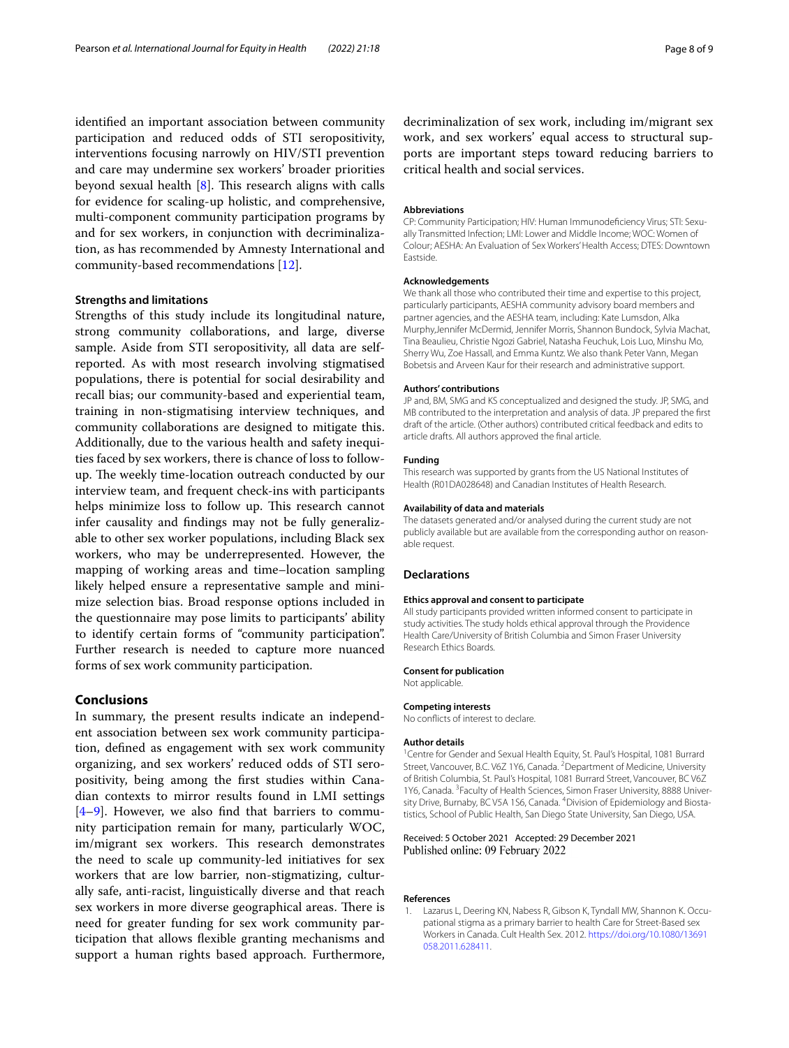identified an important association between community participation and reduced odds of STI seropositivity, interventions focusing narrowly on HIV/STI prevention and care may undermine sex workers' broader priorities beyond sexual health [8]. This research aligns with calls for evidence for scaling-up holistic, and comprehensive, multi-component community participation programs by and for sex workers, in conjunction with decriminalization, as has recommended by Amnesty International and community-based recommendations [12].

### Strengths and limitations

Strengths of this study include its longitudinal nature, strong community collaborations, and large, diverse sample. Aside from STI seropositivity, all data are self-reported. As with most research involving stigmatised populations, there is potential for social desirability and recall bias; our community-based and experiential team, training in non-stigmatising interview techniques, and community collaborations are designed to mitigate this. Additionally, due to the various health and safety inequities faced by sex workers, there is chance of loss to follow-up. The weekly time-location outreach conducted by our interview team, and frequent check-ins with participants helps minimize loss to follow up. This research cannot infer causality and findings may not be fully generalizable to other sex worker populations, including Black sex workers, who may be underrepresented. However, the mapping of working areas and time–location sampling likely helped ensure a representative sample and minimize selection bias. Broad response options included in the questionnaire may pose limits to participants' ability to identify certain forms of "community participation". Further research is needed to capture more nuanced forms of sex work community participation.

## Conclusions

In summary, the present results indicate an independent association between sex work community participation, defined as engagement with sex work community organizing, and sex workers' reduced odds of STI seropositivity, being among the first studies within Canadian contexts to mirror results found in LMI settings [4–9]. However, we also find that barriers to community participation remain for many, particularly WOC, im/migrant sex workers. This research demonstrates the need to scale up community-led initiatives for sex workers that are low barrier, non-stigmatizing, culturally safe, anti-racist, linguistically diverse and that reach sex workers in more diverse geographical areas. There is need for greater funding for sex work community participation that allows flexible granting mechanisms and support a human rights based approach. Furthermore, decriminalization of sex work, including im/migrant sex work, and sex workers' equal access to structural supports are important steps toward reducing barriers to critical health and social services.

#### Abbreviations

CP: Community Participation; HIV: Human Immunodeficiency Virus; STI: Sexually Transmitted Infection; LMI: Lower and Middle Income; WOC: Women of Colour; AESHA: An Evaluation of Sex Workers' Health Access; DTES: Downtown Eastside.

#### Acknowledgements

We thank all those who contributed their time and expertise to this project, particularly participants, AESHA community advisory board members and partner agencies, and the AESHA team, including: Kate Lumsdon, Alka Murphy,Jennifer McDermid, Jennifer Morris, Shannon Bundock, Sylvia Machat, Tina Beaulieu, Christie Ngozi Gabriel, Natasha Feuchuk, Lois Luo, Minshu Mo, Sherry Wu, Zoe Hassall, and Emma Kuntz. We also thank Peter Vann, Megan Bobetsis and Arveen Kaur for their research and administrative support.

#### Authors' contributions

JP and, BM, SMG and KS conceptualized and designed the study. JP, SMG, and MB contributed to the interpretation and analysis of data. JP prepared the first draft of the article. (Other authors) contributed critical feedback and edits to article drafts. All authors approved the final article.

#### Funding

This research was supported by grants from the US National Institutes of Health (R01DA028648) and Canadian Institutes of Health Research.

#### Availability of data and materials

The datasets generated and/or analysed during the current study are not publicly available but are available from the corresponding author on reasonable request.

### Declarations

#### Ethics approval and consent to participate

All study participants provided written informed consent to participate in study activities. The study holds ethical approval through the Providence Health Care/University of British Columbia and Simon Fraser University Research Ethics Boards.

#### Consent for publication

Not applicable.

#### Competing interests

No conflicts of interest to declare.

#### Author details

[1]Centre for Gender and Sexual Health Equity, St. Paul's Hospital, 1081 Burrard Street, Vancouver, B.C. V6Z 1Y6, Canada. [2]Department of Medicine, University of British Columbia, St. Paul's Hospital, 1081 Burrard Street, Vancouver, BC V6Z 1Y6, Canada. [3]Faculty of Health Sciences, Simon Fraser University, 8888 University Drive, Burnaby, BC V5A 1S6, Canada. [4]Division of Epidemiology and Biostatistics, School of Public Health, San Diego State University, San Diego, USA.

Received: 5 October 2021 Accepted: 29 December 2021
Published online: 09 February 2022

#### References

1. Lazarus L, Deering KN, Nabess R, Gibson K, Tyndall MW, Shannon K. Occupational stigma as a primary barrier to health Care for Street-Based sex Workers in Canada. Cult Health Sex. 2012. https://doi.org/10.1080/13691058.2011.628411.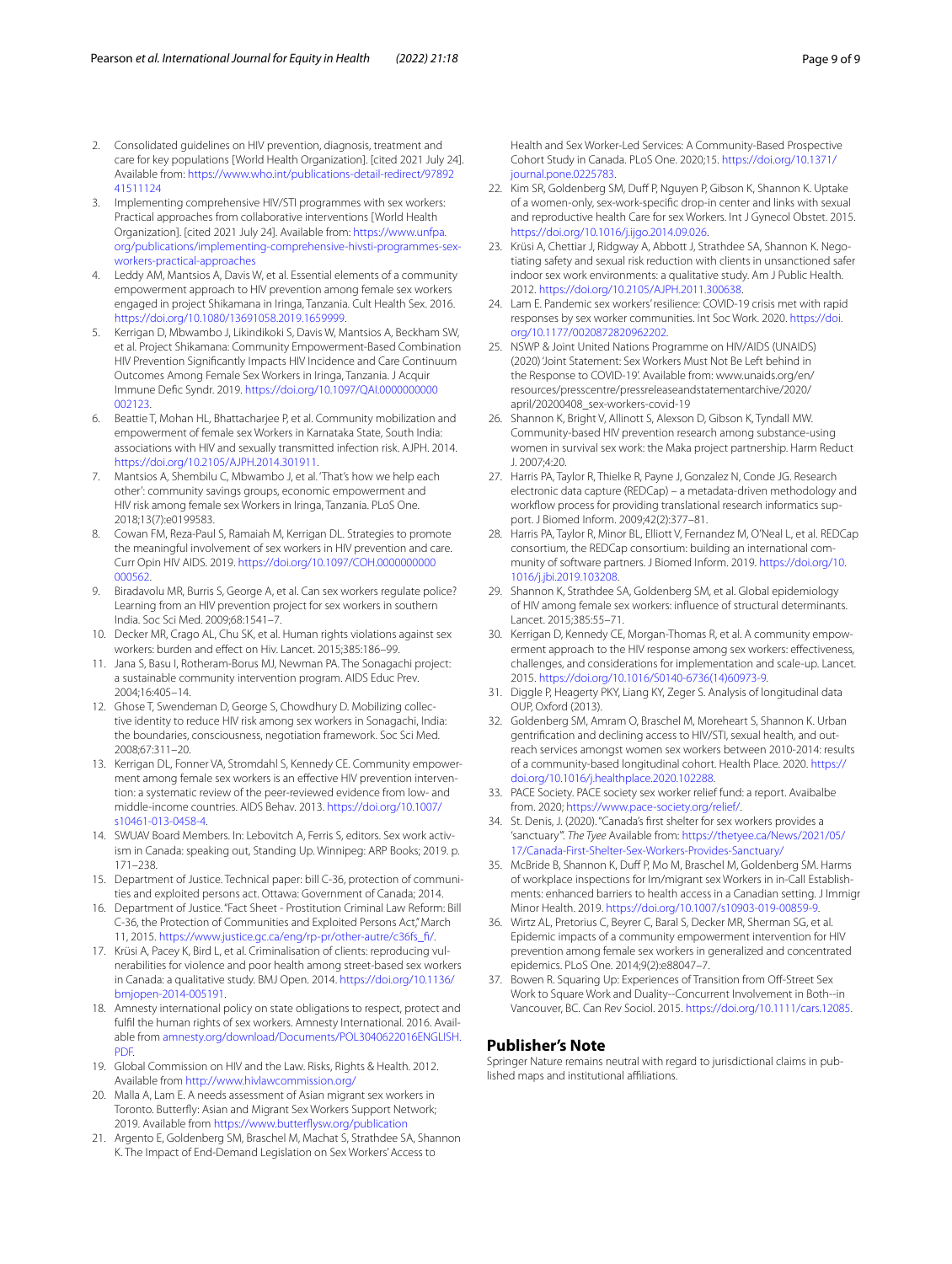2. Consolidated guidelines on HIV prevention, diagnosis, treatment and care for key populations [World Health Organization]. [cited 2021 July 24]. Available from: https://www.who.int/publications-detail-redirect/9789241511124
3. Implementing comprehensive HIV/STI programmes with sex workers: Practical approaches from collaborative interventions [World Health Organization]. [cited 2021 July 24]. Available from: https://www.unfpa.org/publications/implementing-comprehensive-hivsti-programmes-sex-workers-practical-approaches
4. Leddy AM, Mantsios A, Davis W, et al. Essential elements of a community empowerment approach to HIV prevention among female sex workers engaged in project Shikamana in Iringa, Tanzania. Cult Health Sex. 2016. https://doi.org/10.1080/13691058.2019.1659999.
5. Kerrigan D, Mbwambo J, Likindikoki S, Davis W, Mantsios A, Beckham SW, et al. Project Shikamana: Community Empowerment-Based Combination HIV Prevention Significantly Impacts HIV Incidence and Care Continuum Outcomes Among Female Sex Workers in Iringa, Tanzania. J Acquir Immune Defic Syndr. 2019. https://doi.org/10.1097/QAI.0000000000002123.
6. Beattie T, Mohan HL, Bhattacharjee P, et al. Community mobilization and empowerment of female sex Workers in Karnataka State, South India: associations with HIV and sexually transmitted infection risk. AJPH. 2014. https://doi.org/10.2105/AJPH.2014.301911.
7. Mantsios A, Shembilu C, Mbwambo J, et al. 'That's how we help each other': community savings groups, economic empowerment and HIV risk among female sex Workers in Iringa, Tanzania. PLoS One. 2018;13(7):e0199583.
8. Cowan FM, Reza-Paul S, Ramaiah M, Kerrigan DL. Strategies to promote the meaningful involvement of sex workers in HIV prevention and care. Curr Opin HIV AIDS. 2019. https://doi.org/10.1097/COH.0000000000000562.
9. Biradavolu MR, Burris S, George A, et al. Can sex workers regulate police? Learning from an HIV prevention project for sex workers in southern India. Soc Sci Med. 2009;68:1541–7.
10. Decker MR, Crago AL, Chu SK, et al. Human rights violations against sex workers: burden and effect on Hiv. Lancet. 2015;385:186–99.
11. Jana S, Basu I, Rotheram-Borus MJ, Newman PA. The Sonagachi project: a sustainable community intervention program. AIDS Educ Prev. 2004;16:405–14.
12. Ghose T, Swendeman D, George S, Chowdhury D. Mobilizing collective identity to reduce HIV risk among sex workers in Sonagachi, India: the boundaries, consciousness, negotiation framework. Soc Sci Med. 2008;67:311–20.
13. Kerrigan DL, Fonner VA, Stromdahl S, Kennedy CE. Community empowerment among female sex workers is an effective HIV prevention intervention: a systematic review of the peer-reviewed evidence from low- and middle-income countries. AIDS Behav. 2013. https://doi.org/10.1007/s10461-013-0458-4.
14. SWUAV Board Members. In: Lebovitch A, Ferris S, editors. Sex work activism in Canada: speaking out, Standing Up. Winnipeg: ARP Books; 2019. p. 171–238.
15. Department of Justice. Technical paper: bill C-36, protection of communities and exploited persons act. Ottawa: Government of Canada; 2014.
16. Department of Justice. "Fact Sheet - Prostitution Criminal Law Reform: Bill C-36, the Protection of Communities and Exploited Persons Act," March 11, 2015. https://www.justice.gc.ca/eng/rp-pr/other-autre/c36fs_fi/.
17. Krüsi A, Pacey K, Bird L, et al. Criminalisation of clients: reproducing vulnerabilities for violence and poor health among street-based sex workers in Canada: a qualitative study. BMJ Open. 2014. https://doi.org/10.1136/bmjopen-2014-005191.
18. Amnesty international policy on state obligations to respect, protect and fulfil the human rights of sex workers. Amnesty International. 2016. Available from amnesty.org/download/Documents/POL3040622016ENGLISH.PDF.
19. Global Commission on HIV and the Law. Risks, Rights & Health. 2012. Available from http://www.hivlawcommission.org/
20. Malla A, Lam E. A needs assessment of Asian migrant sex workers in Toronto. Butterfly: Asian and Migrant Sex Workers Support Network; 2019. Available from https://www.butterflysw.org/publication
21. Argento E, Goldenberg SM, Braschel M, Machat S, Strathdee SA, Shannon K. The Impact of End-Demand Legislation on Sex Workers' Access to Health and Sex Worker-Led Services: A Community-Based Prospective Cohort Study in Canada. PLoS One. 2020;15. https://doi.org/10.1371/journal.pone.0225783.
22. Kim SR, Goldenberg SM, Duff P, Nguyen P, Gibson K, Shannon K. Uptake of a women-only, sex-work-specific drop-in center and links with sexual and reproductive health Care for sex Workers. Int J Gynecol Obstet. 2015. https://doi.org/10.1016/j.ijgo.2014.09.026.
23. Krüsi A, Chettiar J, Ridgway A, Abbott J, Strathdee SA, Shannon K. Negotiating safety and sexual risk reduction with clients in unsanctioned safer indoor sex work environments: a qualitative study. Am J Public Health. 2012. https://doi.org/10.2105/AJPH.2011.300638.
24. Lam E. Pandemic sex workers' resilience: COVID-19 crisis met with rapid responses by sex worker communities. Int Soc Work. 2020. https://doi.org/10.1177/0020872820962202.
25. NSWP & Joint United Nations Programme on HIV/AIDS (UNAIDS) (2020) 'Joint Statement: Sex Workers Must Not Be Left behind in the Response to COVID-19'. Available from: www.unaids.org/en/resources/presscentre/pressreleaseandstatementarchive/2020/april/20200408_sex-workers-covid-19
26. Shannon K, Bright V, Allinott S, Alexson D, Gibson K, Tyndall MW. Community-based HIV prevention research among substance-using women in survival sex work: the Maka project partnership. Harm Reduct J. 2007;4:20.
27. Harris PA, Taylor R, Thielke R, Payne J, Gonzalez N, Conde JG. Research electronic data capture (REDCap) – a metadata-driven methodology and workflow process for providing translational research informatics support. J Biomed Inform. 2009;42(2):377–81.
28. Harris PA, Taylor R, Minor BL, Elliott V, Fernandez M, O'Neal L, et al. REDCap consortium, the REDCap consortium: building an international community of software partners. J Biomed Inform. 2019. https://doi.org/10.1016/j.jbi.2019.103208.
29. Shannon K, Strathdee SA, Goldenberg SM, et al. Global epidemiology of HIV among female sex workers: influence of structural determinants. Lancet. 2015;385:55–71.
30. Kerrigan D, Kennedy CE, Morgan-Thomas R, et al. A community empowerment approach to the HIV response among sex workers: effectiveness, challenges, and considerations for implementation and scale-up. Lancet. 2015. https://doi.org/10.1016/S0140-6736(14)60973-9.
31. Diggle P, Heagerty PKY, Liang KY, Zeger S. Analysis of longitudinal data OUP, Oxford (2013).
32. Goldenberg SM, Amram O, Braschel M, Moreheart S, Shannon K. Urban gentrification and declining access to HIV/STI, sexual health, and outreach services amongst women sex workers between 2010-2014: results of a community-based longitudinal cohort. Health Place. 2020. https://doi.org/10.1016/j.healthplace.2020.102288.
33. PACE Society. PACE society sex worker relief fund: a report. Avaibalbe from. 2020; https://www.pace-society.org/relief/.
34. St. Denis, J. (2020). "Canada's first shelter for sex workers provides a 'sanctuary'". *The Tyee* Available from: https://thetyee.ca/News/2021/05/17/Canada-First-Shelter-Sex-Workers-Provides-Sanctuary/
35. McBride B, Shannon K, Duff P, Mo M, Braschel M, Goldenberg SM. Harms of workplace inspections for Im/migrant sex Workers in in-Call Establishments: enhanced barriers to health access in a Canadian setting. J Immigr Minor Health. 2019. https://doi.org/10.1007/s10903-019-00859-9.
36. Wirtz AL, Pretorius C, Beyrer C, Baral S, Decker MR, Sherman SG, et al. Epidemic impacts of a community empowerment intervention for HIV prevention among female sex workers in generalized and concentrated epidemics. PLoS One. 2014;9(2):e88047–7.
37. Bowen R. Squaring Up: Experiences of Transition from Off-Street Sex Work to Square Work and Duality--Concurrent Involvement in Both--in Vancouver, BC. Can Rev Sociol. 2015. https://doi.org/10.1111/cars.12085.

## Publisher's Note

Springer Nature remains neutral with regard to jurisdictional claims in published maps and institutional affiliations.